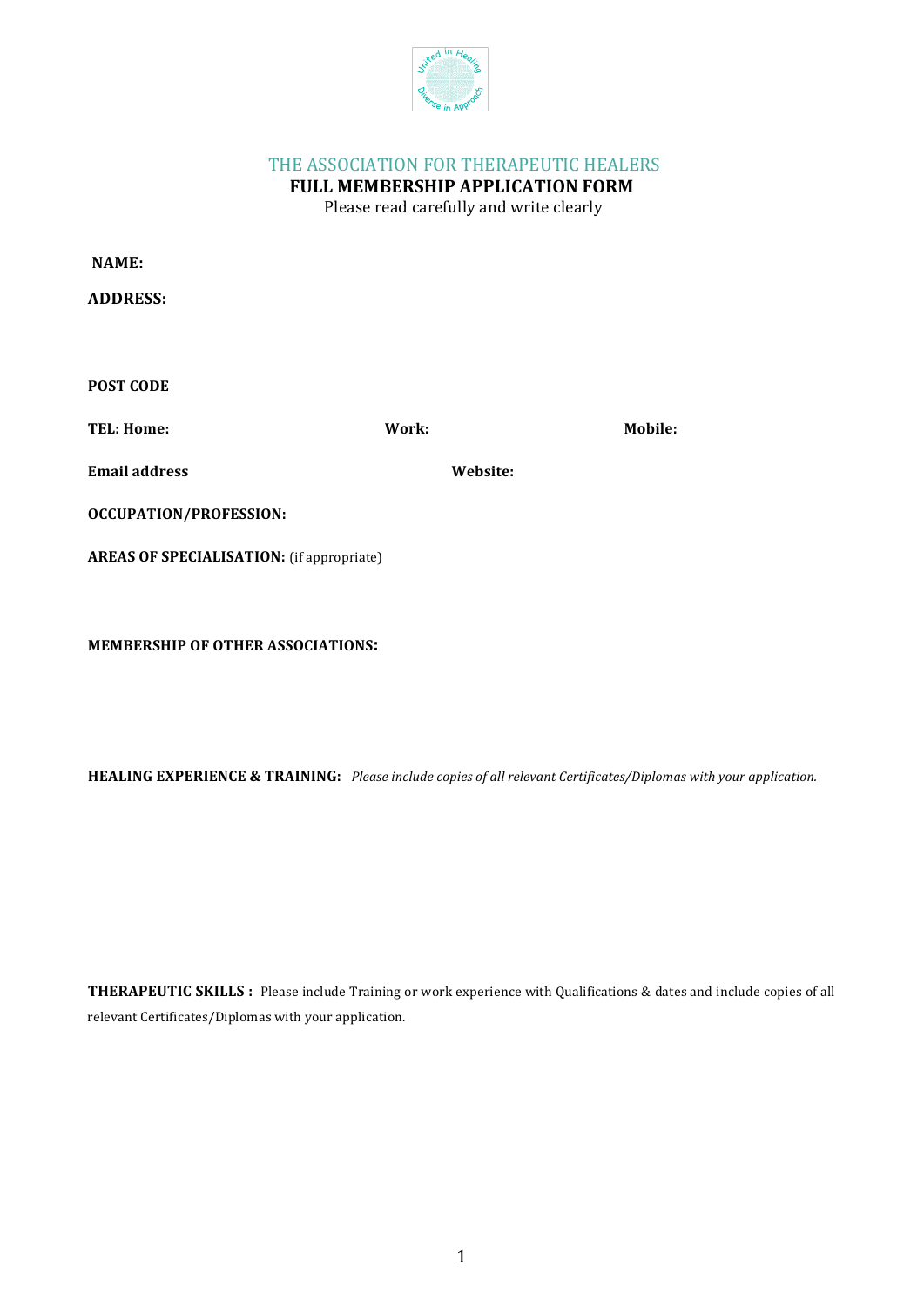# THE ASSOCIATION FOR THERAPEUTIC HEALERS

## FULL MEMBERSHIP APPLICATION FORM

Please read carefully and write clearly

**NAME:**

**ADDRESS:**

**POST CODE**

**TEL: Home:** **Work:** **Mobile:**

**Email address** **Website:**

**OCCUPATION/PROFESSION:**

**AREAS OF SPECIALISATION:** (if appropriate)

**MEMBERSHIP OF OTHER ASSOCIATIONS:**

**HEALING EXPERIENCE & TRAINING:** *Please include copies of all relevant Certificates/Diplomas with your application.*

**THERAPEUTIC SKILLS :** Please include Training or work experience with Qualifications & dates and include copies of all relevant Certificates/Diplomas with your application.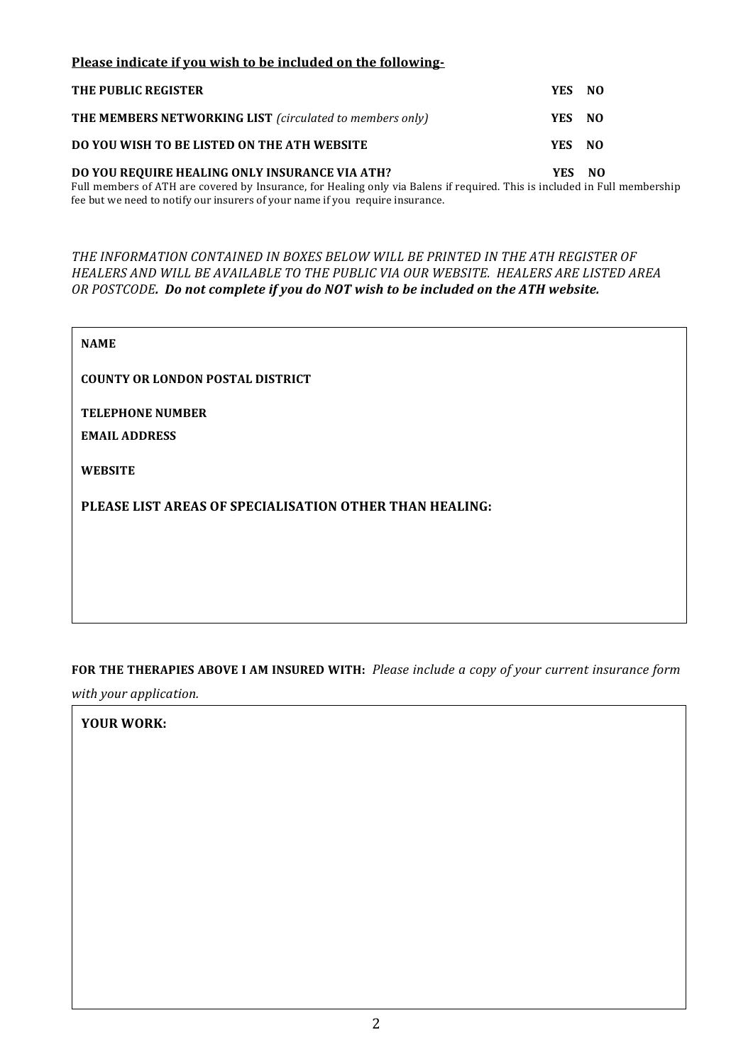**Please indicate if you wish to be included on the following-**

| | | |
|---|---|---|
| **THE PUBLIC REGISTER** | **YES** | **NO** |
| **THE MEMBERS NETWORKING LIST** *(circulated to members only)* | **YES** | **NO** |
| **DO YOU WISH TO BE LISTED ON THE ATH WEBSITE** | **YES** | **NO** |
| **DO YOU REQUIRE HEALING ONLY INSURANCE VIA ATH?** | **YES** | **NO** |

Full members of ATH are covered by Insurance, for Healing only via Balens if required. This is included in Full membership fee but we need to notify our insurers of your name if you require insurance.

*THE INFORMATION CONTAINED IN BOXES BELOW WILL BE PRINTED IN THE ATH REGISTER OF HEALERS AND WILL BE AVAILABLE TO THE PUBLIC VIA OUR WEBSITE. HEALERS ARE LISTED AREA OR POSTCODE.* ***Do not complete if you do NOT wish to be included on the ATH website.***

**NAME**

**COUNTY OR LONDON POSTAL DISTRICT**

**TELEPHONE NUMBER**

**EMAIL ADDRESS**

**WEBSITE**

**PLEASE LIST AREAS OF SPECIALISATION OTHER THAN HEALING:**

**FOR THE THERAPIES ABOVE I AM INSURED WITH:** *Please include a copy of your current insurance form with your application.*

**YOUR WORK:**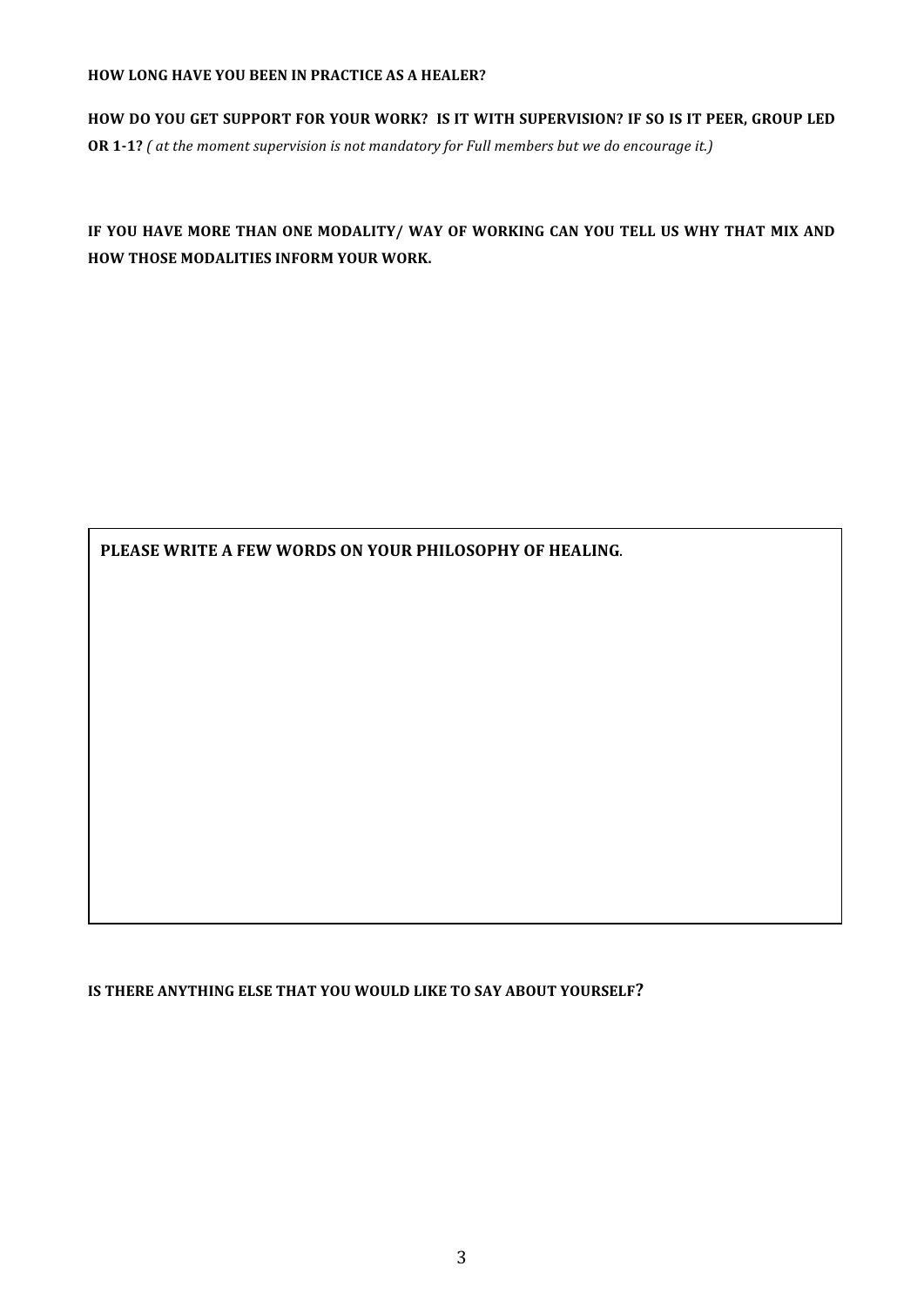**HOW LONG HAVE YOU BEEN IN PRACTICE AS A HEALER?**

**HOW DO YOU GET SUPPORT FOR YOUR WORK? IS IT WITH SUPERVISION? IF SO IS IT PEER, GROUP LED OR 1-1?** *( at the moment supervision is not mandatory for Full members but we do encourage it.)*

**IF YOU HAVE MORE THAN ONE MODALITY/ WAY OF WORKING CAN YOU TELL US WHY THAT MIX AND HOW THOSE MODALITIES INFORM YOUR WORK.**

| **PLEASE WRITE A FEW WORDS ON YOUR PHILOSOPHY OF HEALING.** |
| --- |
| |

**IS THERE ANYTHING ELSE THAT YOU WOULD LIKE TO SAY ABOUT YOURSELF?**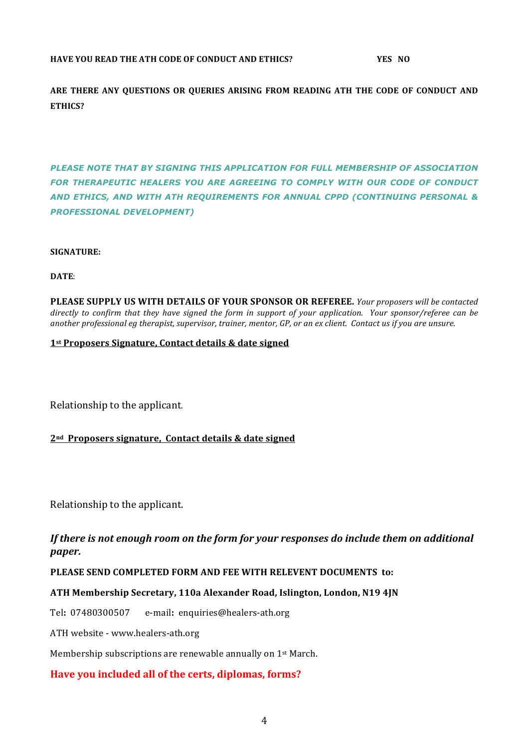**HAVE YOU READ THE ATH CODE OF CONDUCT AND ETHICS?** **YES NO**

**ARE THERE ANY QUESTIONS OR QUERIES ARISING FROM READING ATH THE CODE OF CONDUCT AND ETHICS?**

***PLEASE NOTE THAT BY SIGNING THIS APPLICATION FOR FULL MEMBERSHIP OF ASSOCIATION FOR THERAPEUTIC HEALERS YOU ARE AGREEING TO COMPLY WITH OUR CODE OF CONDUCT AND ETHICS, AND WITH ATH REQUIREMENTS FOR ANNUAL CPPD (CONTINUING PERSONAL & PROFESSIONAL DEVELOPMENT)***

**SIGNATURE:**

**DATE**:

**PLEASE SUPPLY US WITH DETAILS OF YOUR SPONSOR OR REFEREE.** *Your proposers will be contacted directly to confirm that they have signed the form in support of your application. Your sponsor/referee can be another professional eg therapist, supervisor, trainer, mentor, GP, or an ex client. Contact us if you are unsure.*

**1st Proposers Signature, Contact details & date signed**

Relationship to the applicant.

**2nd Proposers signature, Contact details & date signed**

Relationship to the applicant.

***If there is not enough room on the form for your responses do include them on additional paper.***

**PLEASE SEND COMPLETED FORM AND FEE WITH RELEVENT DOCUMENTS to:**

**ATH Membership Secretary, 110a Alexander Road, Islington, London, N19 4JN**

Tel**:** 07480300507 e-mail**:** enquiries@healers-ath.org

ATH website - www.healers-ath.org

Membership subscriptions are renewable annually on 1st March.

**Have you included all of the certs, diplomas, forms?**